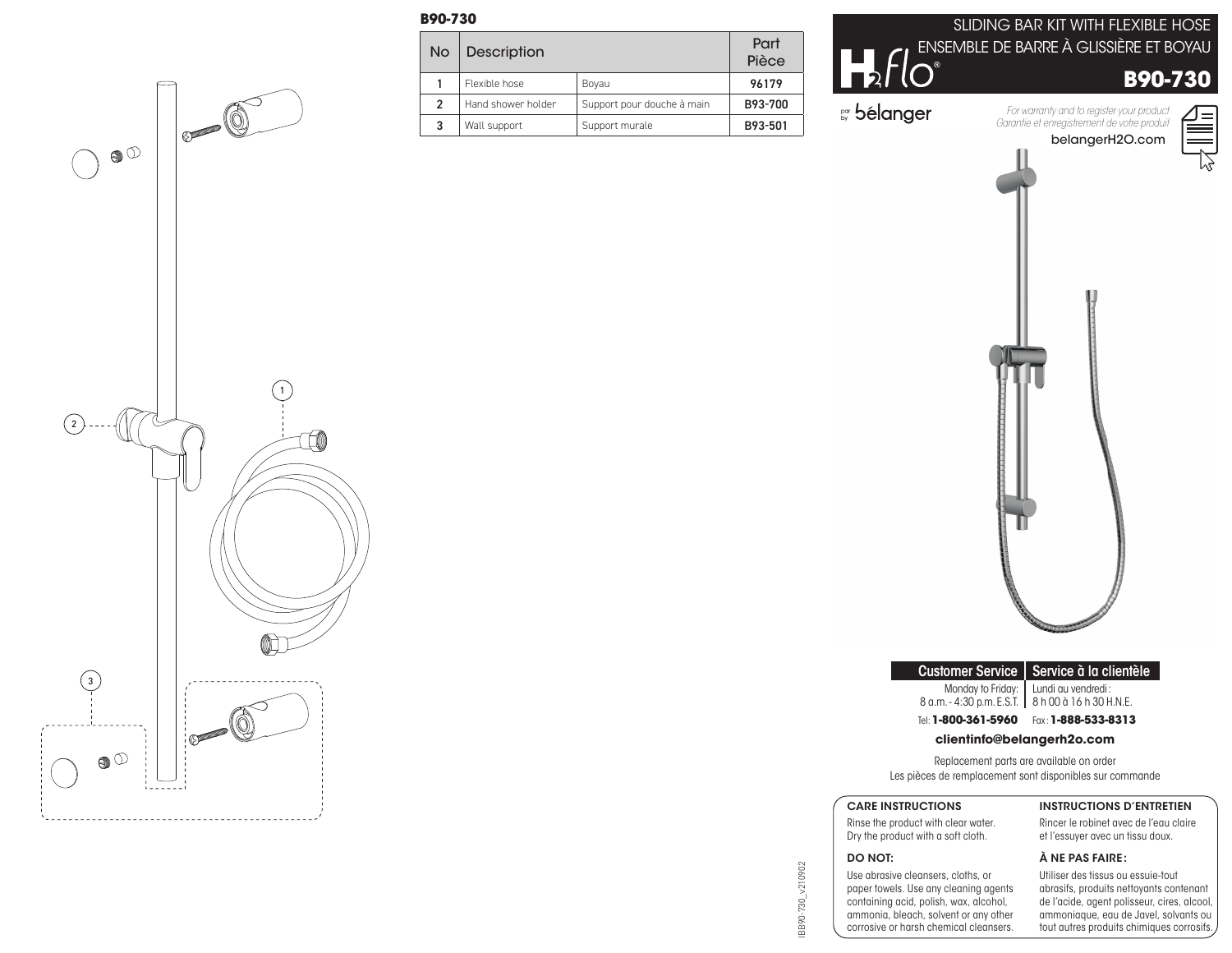# SLIDING BAR KIT WITH FLEXIBLE HOSE

# ENSEMBLE DE BARRE À GLISSIÈRE ET BOYAU

## B90-730

H2flo® par by bélanger

*For warranty and to register your product*
*Garantie et enregistrement de votre produit*

belangerH2O.com

### B90-730

| No | Description | | Part Pièce |
|---|---|---|---|
| 1 | Flexible hose | Boyau | 96179 |
| 2 | Hand shower holder | Support pour douche à main | B93-700 |
| 3 | Wall support | Support murale | B93-501 |

| Customer Service | Service à la clientèle |
|---|---|
| Monday to Friday: 8 a.m. - 4:30 p.m. E.S.T. | Lundi au vendredi : 8 h 00 à 16 h 30 H.N.E. |

Tel: **1-800-361-5960** Fax: **1-888-533-8313**

**clientinfo@belangerh2o.com**

Replacement parts are available on order
Les pièces de remplacement sont disponibles sur commande

**CARE INSTRUCTIONS**

Rinse the product with clear water.
Dry the product with a soft cloth.

**DO NOT:**

Use abrasive cleansers, cloths, or paper towels. Use any cleaning agents containing acid, polish, wax, alcohol, ammonia, bleach, solvent or any other corrosive or harsh chemical cleansers.

**INSTRUCTIONS D'ENTRETIEN**

Rincer le robinet avec de l'eau claire et l'essuyer avec un tissu doux.

**À NE PAS FAIRE :**

Utiliser des tissus ou essuie-tout abrasifs, produits nettoyants contenant de l'acide, agent polisseur, cires, alcool, ammoniaque, eau de Javel, solvants ou tout autres produits chimiques corrosifs.

IBB90-730_v210902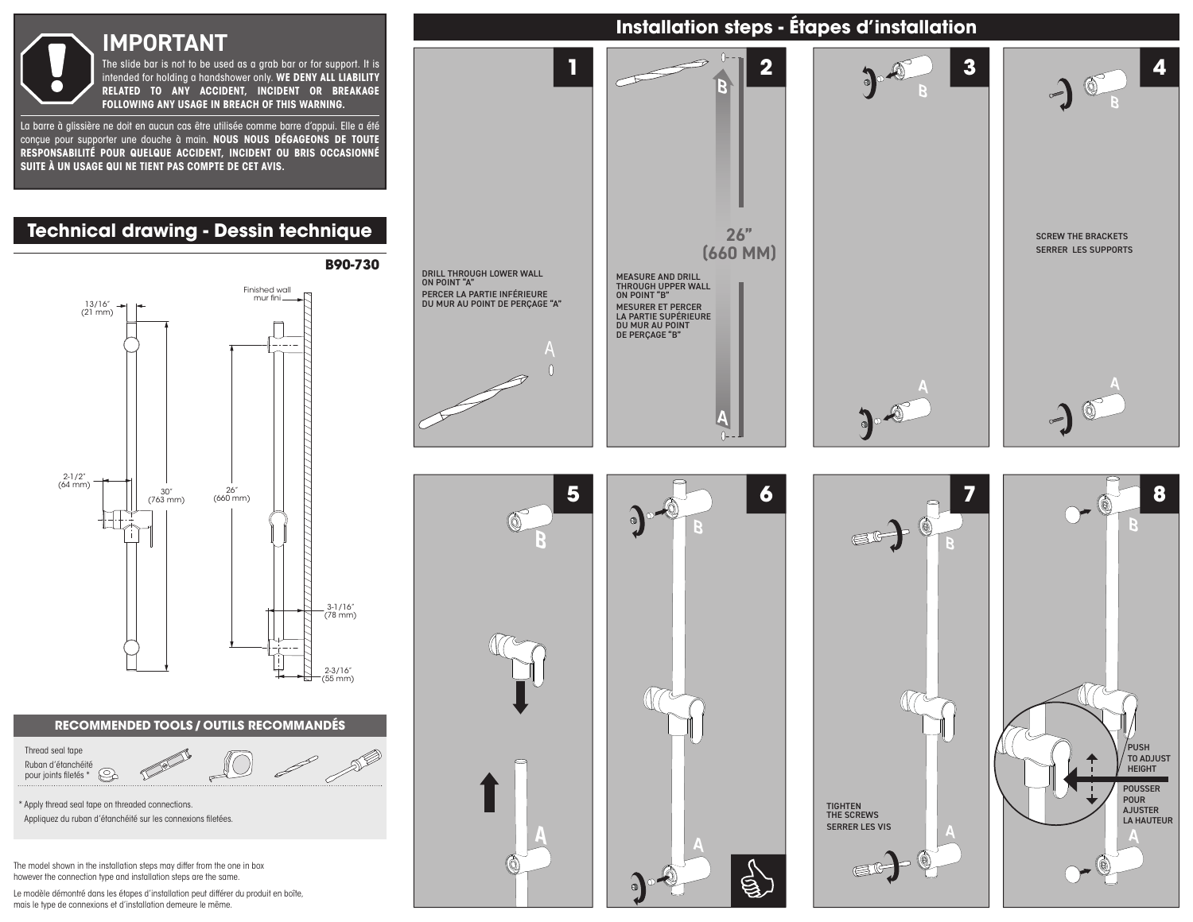# IMPORTANT

The slide bar is not to be used as a grab bar or for support. It is intended for holding a handshower only. **WE DENY ALL LIABILITY RELATED TO ANY ACCIDENT, INCIDENT OR BREAKAGE FOLLOWING ANY USAGE IN BREACH OF THIS WARNING.**

La barre à glissière ne doit en aucun cas être utilisée comme barre d'appui. Elle a été conçue pour supporter une douche à main. **NOUS NOUS DÉGAGEONS DE TOUTE RESPONSABILITÉ POUR QUELQUE ACCIDENT, INCIDENT OU BRIS OCCASIONNÉ SUITE À UN USAGE QUI NE TIENT PAS COMPTE DE CET AVIS.**

## Technical drawing - Dessin technique

**B90-730**

13/16" (21 mm)

Finished wall
mur fini

2-1/2" (64 mm)

30" (763 mm)

26" (660 mm)

3-1/16" (78 mm)

2-3/16" (55 mm)

## RECOMMENDED TOOLS / OUTILS RECOMMANDÉS

Thread seal tape
Ruban d'étanchéité pour joints filetés *

\* Apply thread seal tape on threaded connections.
Appliquez du ruban d'étanchéité sur les connexions filetées.

The model shown in the installation steps may differ from the one in box however the connection type and installation steps are the same.

Le modèle démontré dans les étapes d'installation peut différer du produit en boîte, mais le type de connexions et d'installation demeure le même.

## Installation steps - Étapes d'installation

**1**

DRILL THROUGH LOWER WALL ON POINT "A"
PERCER LA PARTIE INFÉRIEURE DU MUR AU POINT DE PERÇAGE "A"

A

**2**

B

26" (660 MM)

A

MEASURE AND DRILL THROUGH UPPER WALL ON POINT "B"
MESURER ET PERCER LA PARTIE SUPÉRIEURE DU MUR AU POINT DE PERÇAGE "B"

**3**

B

A

**4**

B

SCREW THE BRACKETS
SERRER LES SUPPORTS

A

**5**

B

A

**6**

B

A

**7**

B

TIGHTEN THE SCREWS
SERRER LES VIS

A

**8**

B

PUSH TO ADJUST HEIGHT

POUSSER POUR AJUSTER LA HAUTEUR

A